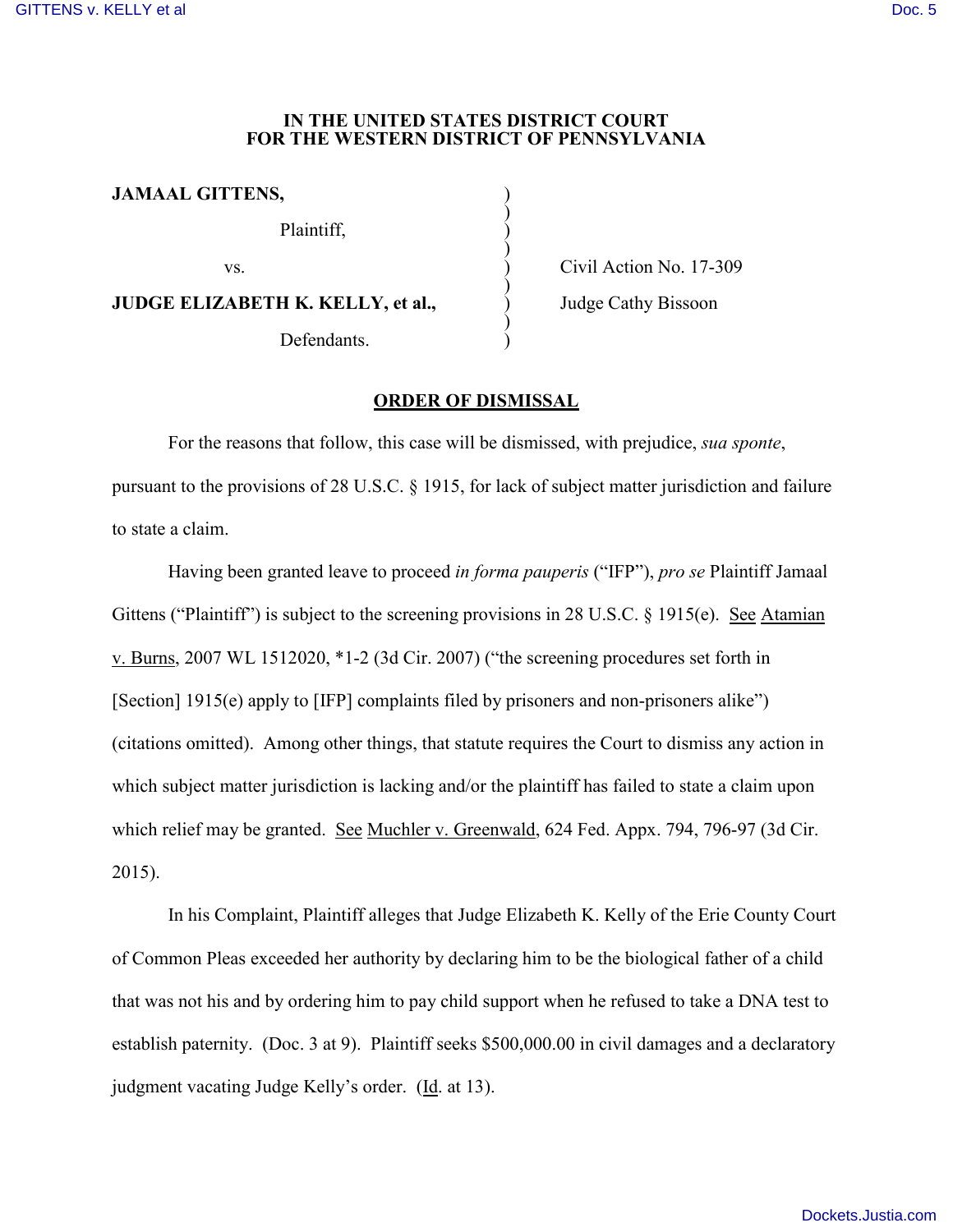**IN THE UNITED STATES DISTRICT COURT**
**FOR THE WESTERN DISTRICT OF PENNSYLVANIA**

| | | |
|---|---|---|
| **JAMAAL GITTENS,** | ) | |
| Plaintiff, | ) | |
| vs. | ) | Civil Action No. 17-309 |
| **JUDGE ELIZABETH K. KELLY, et al.,** | ) | Judge Cathy Bissoon |
| Defendants. | ) | |

**ORDER OF DISMISSAL**

For the reasons that follow, this case will be dismissed, with prejudice, *sua sponte*, pursuant to the provisions of 28 U.S.C. § 1915, for lack of subject matter jurisdiction and failure to state a claim.

Having been granted leave to proceed *in forma pauperis* ("IFP"), *pro se* Plaintiff Jamaal Gittens ("Plaintiff") is subject to the screening provisions in 28 U.S.C. § 1915(e). See Atamian v. Burns, 2007 WL 1512020, *1-2 (3d Cir. 2007) ("the screening procedures set forth in [Section] 1915(e) apply to [IFP] complaints filed by prisoners and non-prisoners alike") (citations omitted). Among other things, that statute requires the Court to dismiss any action in which subject matter jurisdiction is lacking and/or the plaintiff has failed to state a claim upon which relief may be granted. See Muchler v. Greenwald, 624 Fed. Appx. 794, 796-97 (3d Cir. 2015).

In his Complaint, Plaintiff alleges that Judge Elizabeth K. Kelly of the Erie County Court of Common Pleas exceeded her authority by declaring him to be the biological father of a child that was not his and by ordering him to pay child support when he refused to take a DNA test to establish paternity. (Doc. 3 at 9). Plaintiff seeks $500,000.00 in civil damages and a declaratory judgment vacating Judge Kelly's order. (Id. at 13).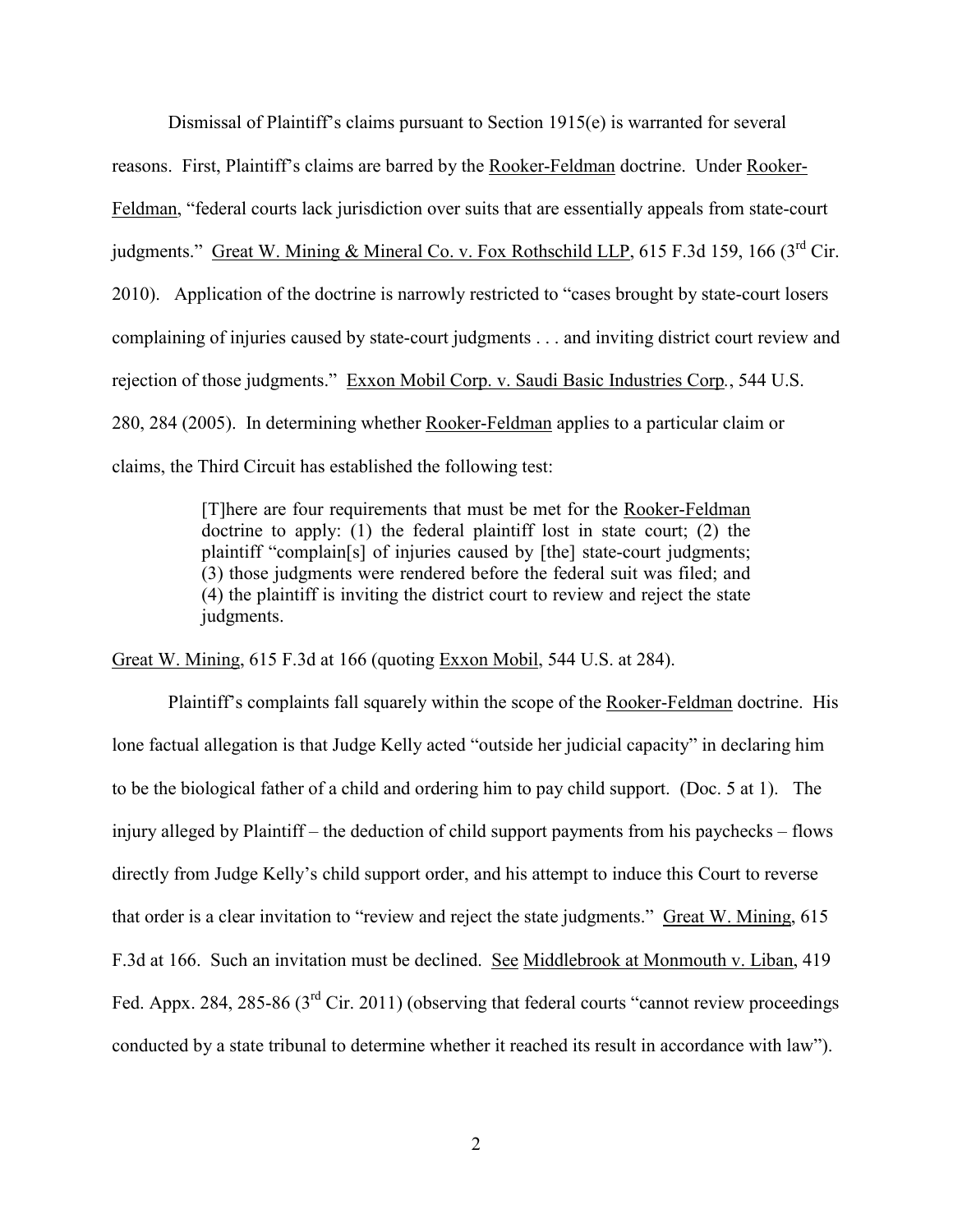Dismissal of Plaintiff's claims pursuant to Section 1915(e) is warranted for several reasons. First, Plaintiff's claims are barred by the Rooker-Feldman doctrine. Under Rooker-Feldman, "federal courts lack jurisdiction over suits that are essentially appeals from state-court judgments." Great W. Mining & Mineral Co. v. Fox Rothschild LLP, 615 F.3d 159, 166 (3rd Cir. 2010). Application of the doctrine is narrowly restricted to "cases brought by state-court losers complaining of injuries caused by state-court judgments . . . and inviting district court review and rejection of those judgments." Exxon Mobil Corp. v. Saudi Basic Industries Corp., 544 U.S. 280, 284 (2005). In determining whether Rooker-Feldman applies to a particular claim or claims, the Third Circuit has established the following test:

> [T]here are four requirements that must be met for the Rooker-Feldman doctrine to apply: (1) the federal plaintiff lost in state court; (2) the plaintiff "complain[s] of injuries caused by [the] state-court judgments; (3) those judgments were rendered before the federal suit was filed; and (4) the plaintiff is inviting the district court to review and reject the state judgments.

Great W. Mining, 615 F.3d at 166 (quoting Exxon Mobil, 544 U.S. at 284).

Plaintiff's complaints fall squarely within the scope of the Rooker-Feldman doctrine. His lone factual allegation is that Judge Kelly acted "outside her judicial capacity" in declaring him to be the biological father of a child and ordering him to pay child support. (Doc. 5 at 1). The injury alleged by Plaintiff – the deduction of child support payments from his paychecks – flows directly from Judge Kelly's child support order, and his attempt to induce this Court to reverse that order is a clear invitation to "review and reject the state judgments." Great W. Mining, 615 F.3d at 166. Such an invitation must be declined. See Middlebrook at Monmouth v. Liban, 419 Fed. Appx. 284, 285-86 (3rd Cir. 2011) (observing that federal courts "cannot review proceedings conducted by a state tribunal to determine whether it reached its result in accordance with law").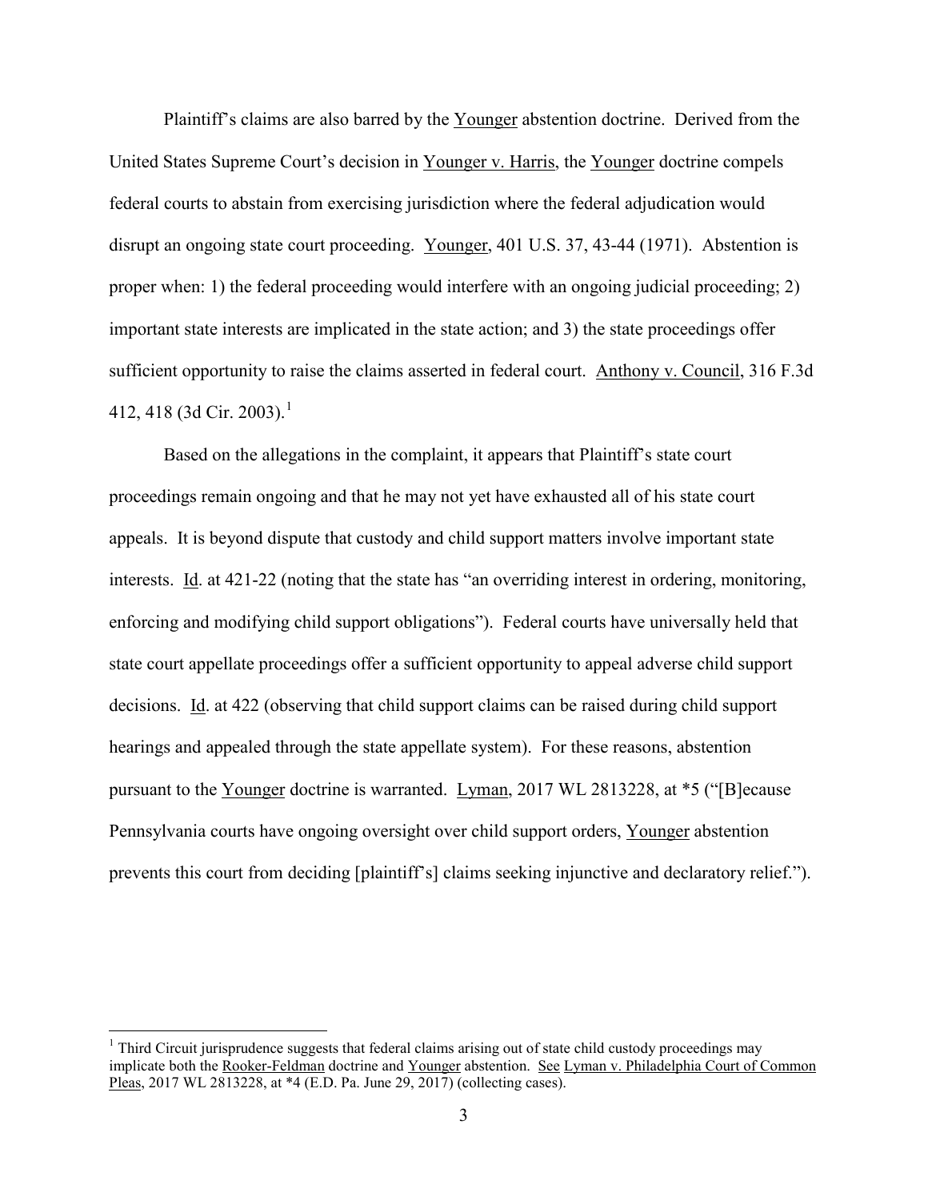Plaintiff's claims are also barred by the Younger abstention doctrine. Derived from the United States Supreme Court's decision in Younger v. Harris, the Younger doctrine compels federal courts to abstain from exercising jurisdiction where the federal adjudication would disrupt an ongoing state court proceeding. Younger, 401 U.S. 37, 43-44 (1971). Abstention is proper when: 1) the federal proceeding would interfere with an ongoing judicial proceeding; 2) important state interests are implicated in the state action; and 3) the state proceedings offer sufficient opportunity to raise the claims asserted in federal court. Anthony v. Council, 316 F.3d 412, 418 (3d Cir. 2003).[1]

Based on the allegations in the complaint, it appears that Plaintiff's state court proceedings remain ongoing and that he may not yet have exhausted all of his state court appeals. It is beyond dispute that custody and child support matters involve important state interests. Id. at 421-22 (noting that the state has "an overriding interest in ordering, monitoring, enforcing and modifying child support obligations"). Federal courts have universally held that state court appellate proceedings offer a sufficient opportunity to appeal adverse child support decisions. Id. at 422 (observing that child support claims can be raised during child support hearings and appealed through the state appellate system). For these reasons, abstention pursuant to the Younger doctrine is warranted. Lyman, 2017 WL 2813228, at *5 ("[B]ecause Pennsylvania courts have ongoing oversight over child support orders, Younger abstention prevents this court from deciding [plaintiff's] claims seeking injunctive and declaratory relief.").

[1] Third Circuit jurisprudence suggests that federal claims arising out of state child custody proceedings may implicate both the Rooker-Feldman doctrine and Younger abstention. See Lyman v. Philadelphia Court of Common Pleas, 2017 WL 2813228, at *4 (E.D. Pa. June 29, 2017) (collecting cases).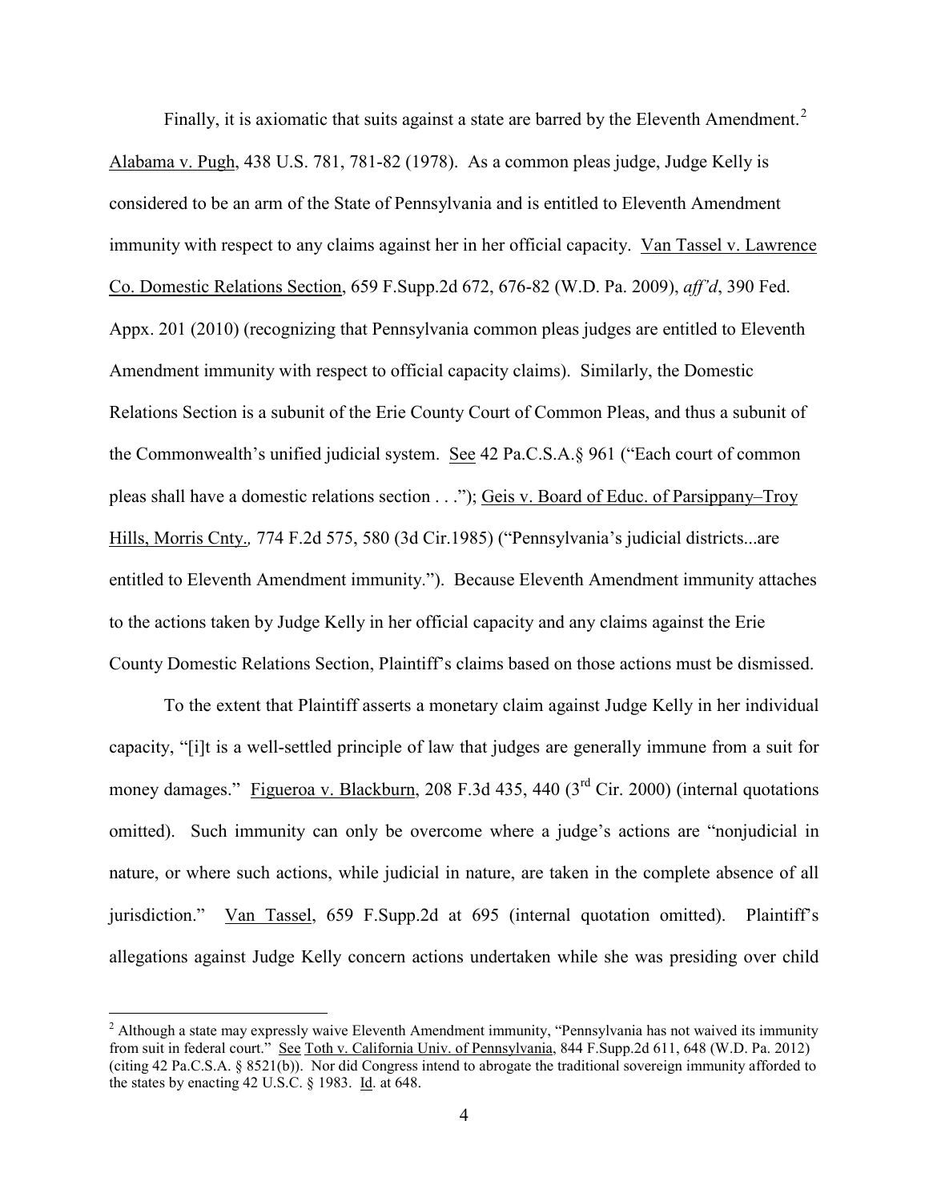Finally, it is axiomatic that suits against a state are barred by the Eleventh Amendment.[2] Alabama v. Pugh, 438 U.S. 781, 781-82 (1978). As a common pleas judge, Judge Kelly is considered to be an arm of the State of Pennsylvania and is entitled to Eleventh Amendment immunity with respect to any claims against her in her official capacity. Van Tassel v. Lawrence Co. Domestic Relations Section, 659 F.Supp.2d 672, 676-82 (W.D. Pa. 2009), *aff'd*, 390 Fed. Appx. 201 (2010) (recognizing that Pennsylvania common pleas judges are entitled to Eleventh Amendment immunity with respect to official capacity claims). Similarly, the Domestic Relations Section is a subunit of the Erie County Court of Common Pleas, and thus a subunit of the Commonwealth's unified judicial system. See 42 Pa.C.S.A.§ 961 ("Each court of common pleas shall have a domestic relations section . . ."); Geis v. Board of Educ. of Parsippany–Troy Hills, Morris Cnty.*,* 774 F.2d 575, 580 (3d Cir.1985) ("Pennsylvania's judicial districts...are entitled to Eleventh Amendment immunity."). Because Eleventh Amendment immunity attaches to the actions taken by Judge Kelly in her official capacity and any claims against the Erie County Domestic Relations Section, Plaintiff's claims based on those actions must be dismissed.

To the extent that Plaintiff asserts a monetary claim against Judge Kelly in her individual capacity, "[i]t is a well-settled principle of law that judges are generally immune from a suit for money damages." Figueroa v. Blackburn, 208 F.3d 435, 440 (3rd Cir. 2000) (internal quotations omitted). Such immunity can only be overcome where a judge's actions are "nonjudicial in nature, or where such actions, while judicial in nature, are taken in the complete absence of all jurisdiction." Van Tassel, 659 F.Supp.2d at 695 (internal quotation omitted). Plaintiff's allegations against Judge Kelly concern actions undertaken while she was presiding over child

---

[2] Although a state may expressly waive Eleventh Amendment immunity, "Pennsylvania has not waived its immunity from suit in federal court." See Toth v. California Univ. of Pennsylvania, 844 F.Supp.2d 611, 648 (W.D. Pa. 2012) (citing 42 Pa.C.S.A. § 8521(b)). Nor did Congress intend to abrogate the traditional sovereign immunity afforded to the states by enacting 42 U.S.C. § 1983. Id. at 648.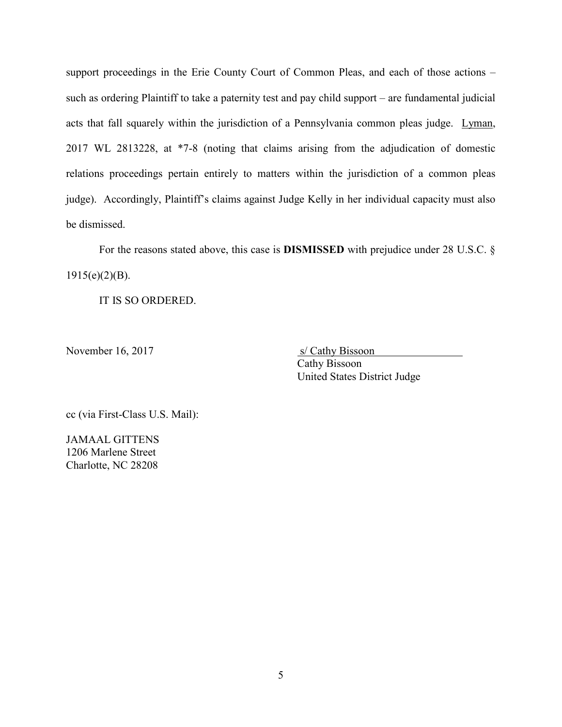support proceedings in the Erie County Court of Common Pleas, and each of those actions – such as ordering Plaintiff to take a paternity test and pay child support – are fundamental judicial acts that fall squarely within the jurisdiction of a Pennsylvania common pleas judge. Lyman, 2017 WL 2813228, at *7-8 (noting that claims arising from the adjudication of domestic relations proceedings pertain entirely to matters within the jurisdiction of a common pleas judge). Accordingly, Plaintiff's claims against Judge Kelly in her individual capacity must also be dismissed.

For the reasons stated above, this case is **DISMISSED** with prejudice under 28 U.S.C. § 1915(e)(2)(B).

IT IS SO ORDERED.

November 16, 2017

s/ Cathy Bissoon
Cathy Bissoon
United States District Judge

cc (via First-Class U.S. Mail):

JAMAAL GITTENS
1206 Marlene Street
Charlotte, NC 28208